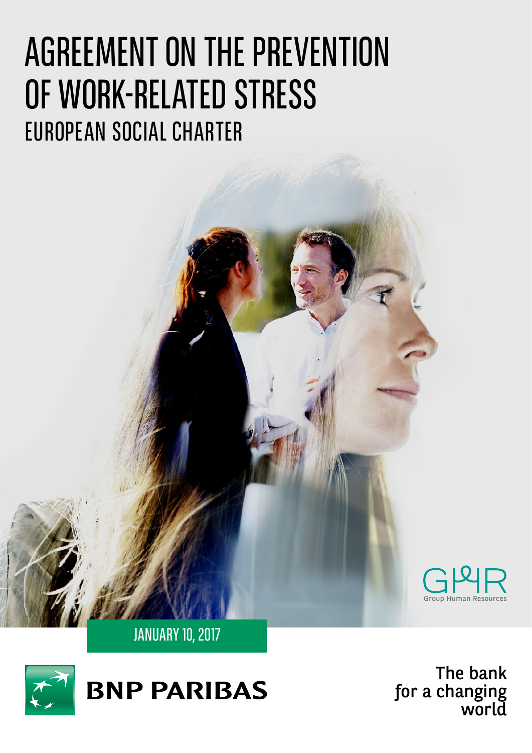# AGREEMENT ON THE PREVENTION OF WORK-RELATED STRESS

## EUROPEAN SOCIAL CHARTER

GHR
Group Human Resources

JANUARY 10, 2017

BNP PARIBAS

The bank
for a changing
world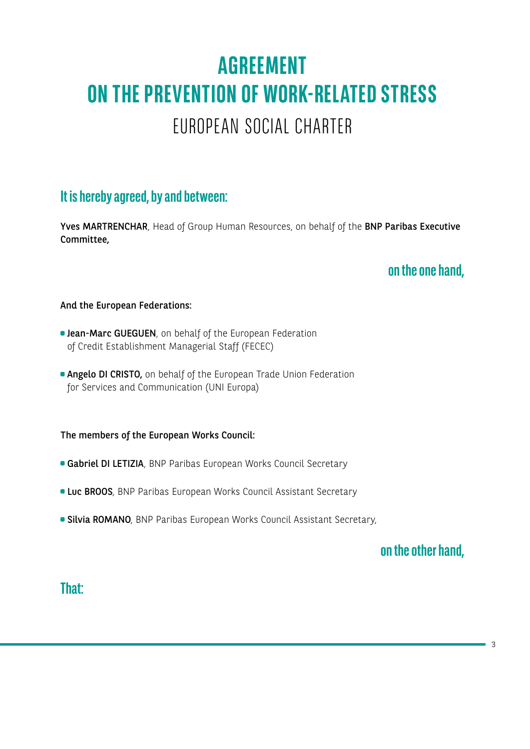# AGREEMENT ON THE PREVENTION OF WORK-RELATED STRESS

## EUROPEAN SOCIAL CHARTER

### It is hereby agreed, by and between:

**Yves MARTRENCHAR**, Head of Group Human Resources, on behalf of the **BNP Paribas Executive Committee,**

**on the one hand,**

**And the European Federations:**

- **Jean-Marc GUEGUEN**, on behalf of the European Federation of Credit Establishment Managerial Staff (FECEC)
- **Angelo DI CRISTO,** on behalf of the European Trade Union Federation for Services and Communication (UNI Europa)

**The members of the European Works Council:**

- **Gabriel DI LETIZIA**, BNP Paribas European Works Council Secretary
- **Luc BROOS**, BNP Paribas European Works Council Assistant Secretary
- **Silvia ROMANO**, BNP Paribas European Works Council Assistant Secretary,

**on the other hand,**

### That: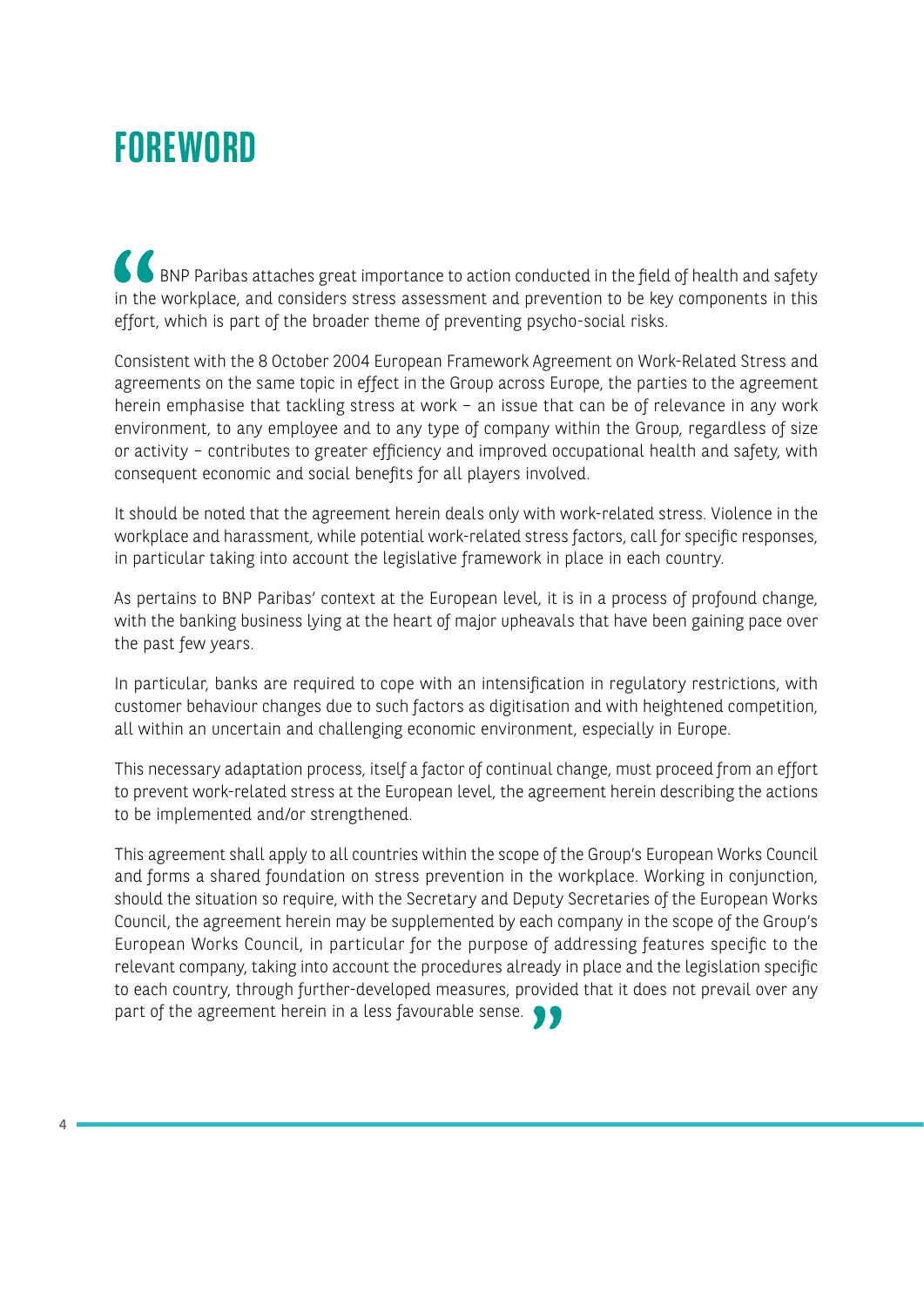# FOREWORD

"BNP Paribas attaches great importance to action conducted in the field of health and safety in the workplace, and considers stress assessment and prevention to be key components in this effort, which is part of the broader theme of preventing psycho-social risks.

Consistent with the 8 October 2004 European Framework Agreement on Work-Related Stress and agreements on the same topic in effect in the Group across Europe, the parties to the agreement herein emphasise that tackling stress at work – an issue that can be of relevance in any work environment, to any employee and to any type of company within the Group, regardless of size or activity – contributes to greater efficiency and improved occupational health and safety, with consequent economic and social benefits for all players involved.

It should be noted that the agreement herein deals only with work-related stress. Violence in the workplace and harassment, while potential work-related stress factors, call for specific responses, in particular taking into account the legislative framework in place in each country.

As pertains to BNP Paribas' context at the European level, it is in a process of profound change, with the banking business lying at the heart of major upheavals that have been gaining pace over the past few years.

In particular, banks are required to cope with an intensification in regulatory restrictions, with customer behaviour changes due to such factors as digitisation and with heightened competition, all within an uncertain and challenging economic environment, especially in Europe.

This necessary adaptation process, itself a factor of continual change, must proceed from an effort to prevent work-related stress at the European level, the agreement herein describing the actions to be implemented and/or strengthened.

This agreement shall apply to all countries within the scope of the Group's European Works Council and forms a shared foundation on stress prevention in the workplace. Working in conjunction, should the situation so require, with the Secretary and Deputy Secretaries of the European Works Council, the agreement herein may be supplemented by each company in the scope of the Group's European Works Council, in particular for the purpose of addressing features specific to the relevant company, taking into account the procedures already in place and the legislation specific to each country, through further-developed measures, provided that it does not prevail over any part of the agreement herein in a less favourable sense."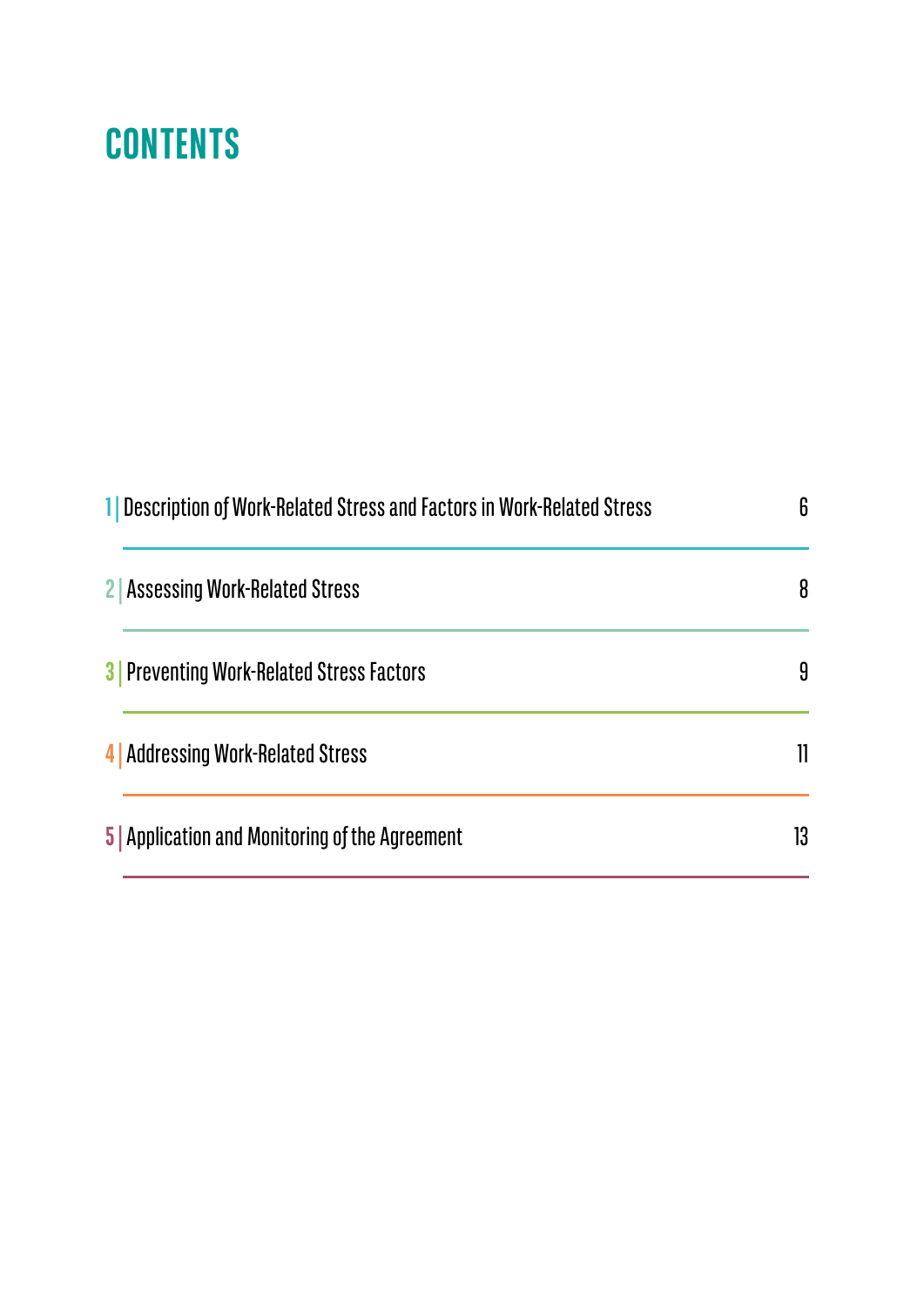# CONTENTS

| | | |
|---|---|---|
| 1 | Description of Work-Related Stress and Factors in Work-Related Stress | 6 |
| 2 | Assessing Work-Related Stress | 8 |
| 3 | Preventing Work-Related Stress Factors | 9 |
| 4 | Addressing Work-Related Stress | 11 |
| 5 | Application and Monitoring of the Agreement | 13 |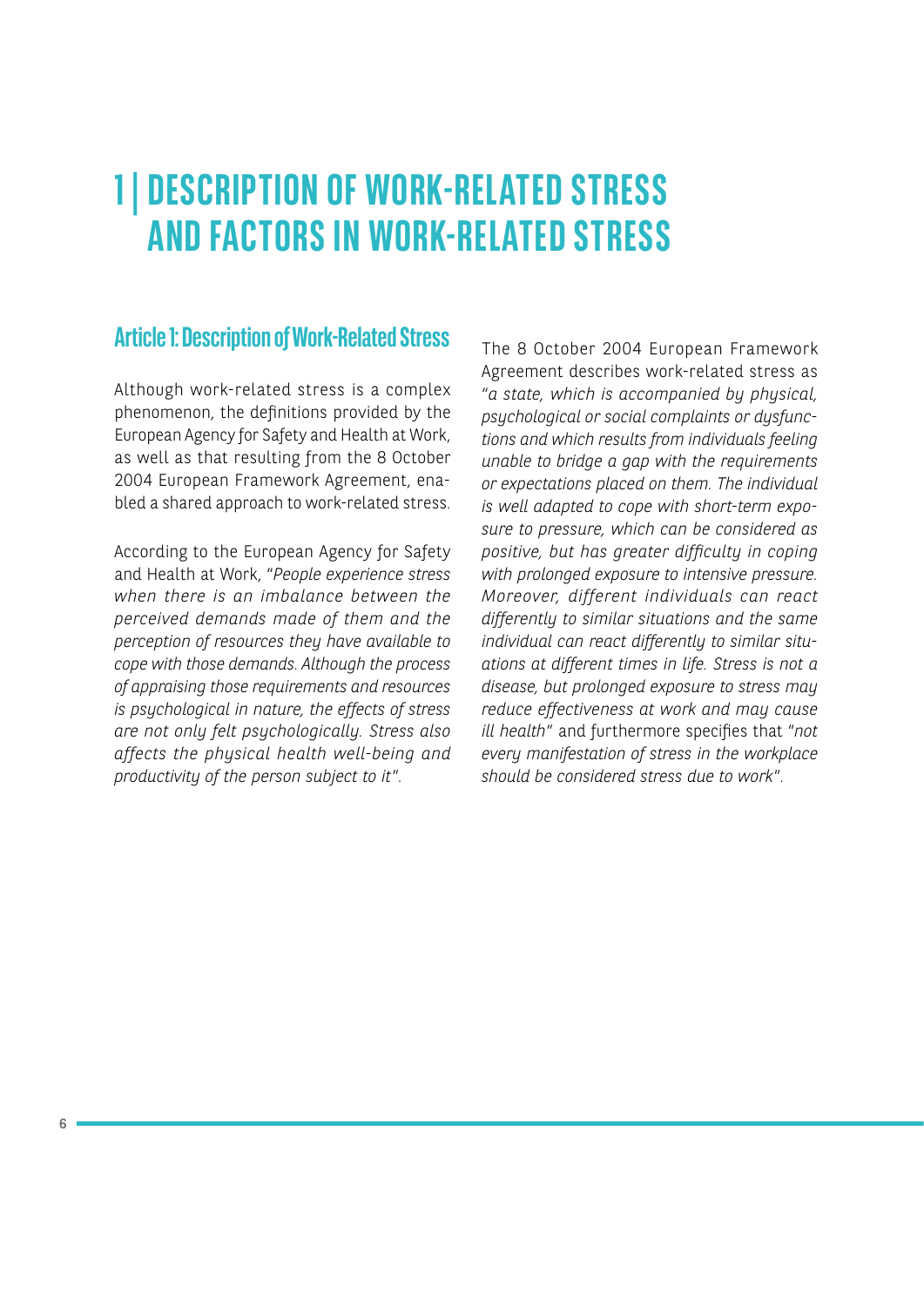# 1 | DESCRIPTION OF WORK-RELATED STRESS AND FACTORS IN WORK-RELATED STRESS

## Article 1: Description of Work-Related Stress

Although work-related stress is a complex phenomenon, the definitions provided by the European Agency for Safety and Health at Work, as well as that resulting from the 8 October 2004 European Framework Agreement, enabled a shared approach to work-related stress.

According to the European Agency for Safety and Health at Work, "*People experience stress when there is an imbalance between the perceived demands made of them and the perception of resources they have available to cope with those demands. Although the process of appraising those requirements and resources is psychological in nature, the effects of stress are not only felt psychologically. Stress also affects the physical health well-being and productivity of the person subject to it*".

The 8 October 2004 European Framework Agreement describes work-related stress as "*a state, which is accompanied by physical, psychological or social complaints or dysfunctions and which results from individuals feeling unable to bridge a gap with the requirements or expectations placed on them. The individual is well adapted to cope with short-term exposure to pressure, which can be considered as positive, but has greater difficulty in coping with prolonged exposure to intensive pressure. Moreover, different individuals can react differently to similar situations and the same individual can react differently to similar situations at different times in life. Stress is not a disease, but prolonged exposure to stress may reduce effectiveness at work and may cause ill health*" and furthermore specifies that "*not every manifestation of stress in the workplace should be considered stress due to work*".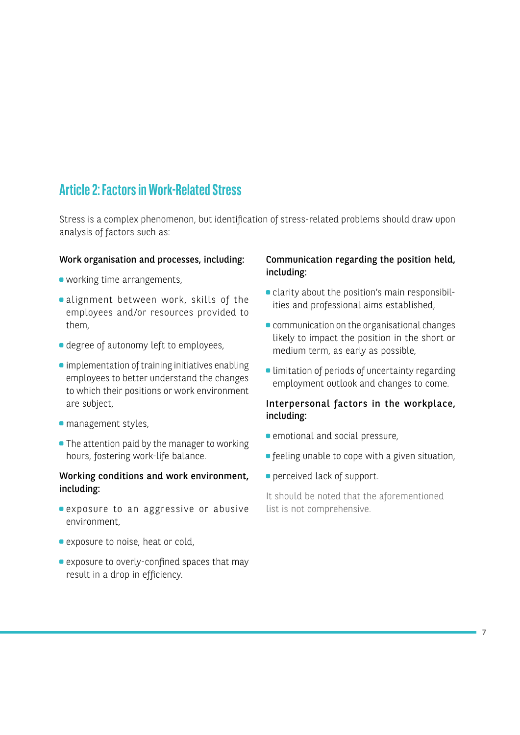## Article 2: Factors in Work-Related Stress

Stress is a complex phenomenon, but identification of stress-related problems should draw upon analysis of factors such as:

**Work organisation and processes, including:**

- working time arrangements,
- alignment between work, skills of the employees and/or resources provided to them,
- degree of autonomy left to employees,
- implementation of training initiatives enabling employees to better understand the changes to which their positions or work environment are subject,
- management styles,
- The attention paid by the manager to working hours, fostering work-life balance.

**Working conditions and work environment, including:**

- exposure to an aggressive or abusive environment,
- exposure to noise, heat or cold,
- exposure to overly-confined spaces that may result in a drop in efficiency.

**Communication regarding the position held, including:**

- clarity about the position's main responsibilities and professional aims established,
- communication on the organisational changes likely to impact the position in the short or medium term, as early as possible,
- limitation of periods of uncertainty regarding employment outlook and changes to come.

**Interpersonal factors in the workplace, including:**

- emotional and social pressure,
- feeling unable to cope with a given situation,
- perceived lack of support.

It should be noted that the aforementioned list is not comprehensive.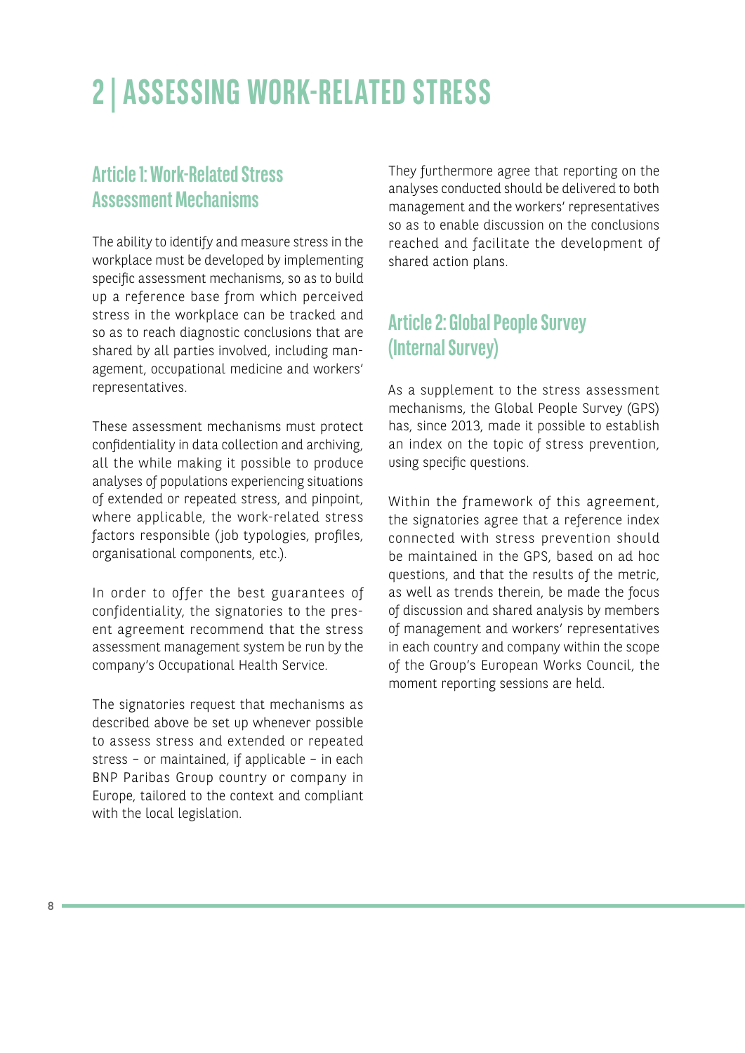# 2 | ASSESSING WORK-RELATED STRESS

## Article 1: Work-Related Stress Assessment Mechanisms

The ability to identify and measure stress in the workplace must be developed by implementing specific assessment mechanisms, so as to build up a reference base from which perceived stress in the workplace can be tracked and so as to reach diagnostic conclusions that are shared by all parties involved, including management, occupational medicine and workers' representatives.

These assessment mechanisms must protect confidentiality in data collection and archiving, all the while making it possible to produce analyses of populations experiencing situations of extended or repeated stress, and pinpoint, where applicable, the work-related stress factors responsible (job typologies, profiles, organisational components, etc.).

In order to offer the best guarantees of confidentiality, the signatories to the present agreement recommend that the stress assessment management system be run by the company's Occupational Health Service.

The signatories request that mechanisms as described above be set up whenever possible to assess stress and extended or repeated stress – or maintained, if applicable – in each BNP Paribas Group country or company in Europe, tailored to the context and compliant with the local legislation.

They furthermore agree that reporting on the analyses conducted should be delivered to both management and the workers' representatives so as to enable discussion on the conclusions reached and facilitate the development of shared action plans.

## Article 2: Global People Survey (Internal Survey)

As a supplement to the stress assessment mechanisms, the Global People Survey (GPS) has, since 2013, made it possible to establish an index on the topic of stress prevention, using specific questions.

Within the framework of this agreement, the signatories agree that a reference index connected with stress prevention should be maintained in the GPS, based on ad hoc questions, and that the results of the metric, as well as trends therein, be made the focus of discussion and shared analysis by members of management and workers' representatives in each country and company within the scope of the Group's European Works Council, the moment reporting sessions are held.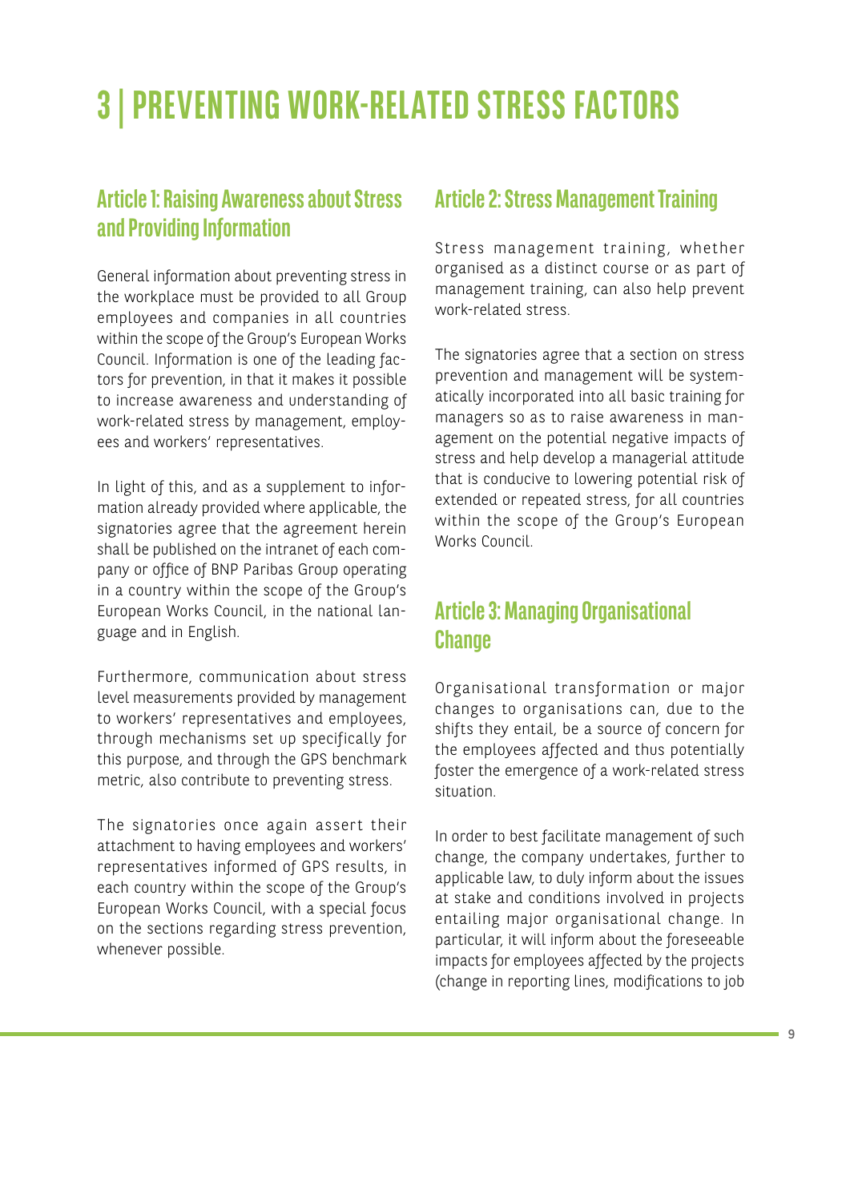# 3 | PREVENTING WORK-RELATED STRESS FACTORS

## Article 1: Raising Awareness about Stress and Providing Information

General information about preventing stress in the workplace must be provided to all Group employees and companies in all countries within the scope of the Group's European Works Council. Information is one of the leading factors for prevention, in that it makes it possible to increase awareness and understanding of work-related stress by management, employees and workers' representatives.

In light of this, and as a supplement to information already provided where applicable, the signatories agree that the agreement herein shall be published on the intranet of each company or office of BNP Paribas Group operating in a country within the scope of the Group's European Works Council, in the national language and in English.

Furthermore, communication about stress level measurements provided by management to workers' representatives and employees, through mechanisms set up specifically for this purpose, and through the GPS benchmark metric, also contribute to preventing stress.

The signatories once again assert their attachment to having employees and workers' representatives informed of GPS results, in each country within the scope of the Group's European Works Council, with a special focus on the sections regarding stress prevention, whenever possible.

## Article 2: Stress Management Training

Stress management training, whether organised as a distinct course or as part of management training, can also help prevent work-related stress.

The signatories agree that a section on stress prevention and management will be systematically incorporated into all basic training for managers so as to raise awareness in management on the potential negative impacts of stress and help develop a managerial attitude that is conducive to lowering potential risk of extended or repeated stress, for all countries within the scope of the Group's European Works Council.

## Article 3: Managing Organisational Change

Organisational transformation or major changes to organisations can, due to the shifts they entail, be a source of concern for the employees affected and thus potentially foster the emergence of a work-related stress situation.

In order to best facilitate management of such change, the company undertakes, further to applicable law, to duly inform about the issues at stake and conditions involved in projects entailing major organisational change. In particular, it will inform about the foreseeable impacts for employees affected by the projects (change in reporting lines, modifications to job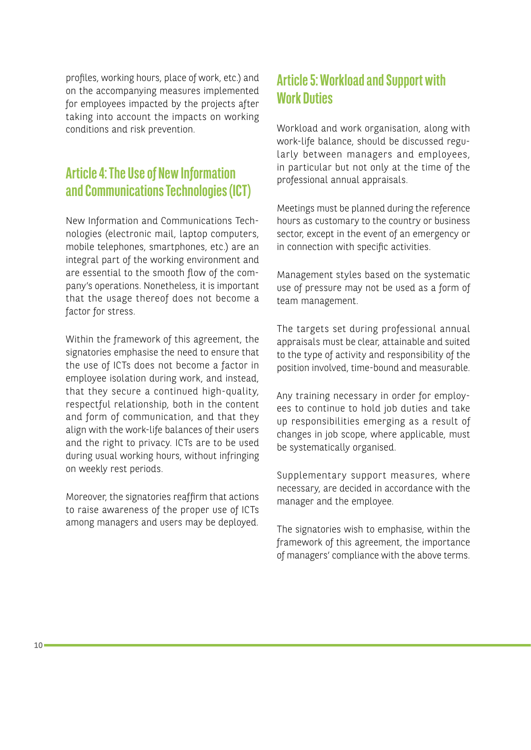profiles, working hours, place of work, etc.) and on the accompanying measures implemented for employees impacted by the projects after taking into account the impacts on working conditions and risk prevention.

## Article 4: The Use of New Information and Communications Technologies (ICT)

New Information and Communications Technologies (electronic mail, laptop computers, mobile telephones, smartphones, etc.) are an integral part of the working environment and are essential to the smooth flow of the company's operations. Nonetheless, it is important that the usage thereof does not become a factor for stress.

Within the framework of this agreement, the signatories emphasise the need to ensure that the use of ICTs does not become a factor in employee isolation during work, and instead, that they secure a continued high-quality, respectful relationship, both in the content and form of communication, and that they align with the work-life balances of their users and the right to privacy. ICTs are to be used during usual working hours, without infringing on weekly rest periods.

Moreover, the signatories reaffirm that actions to raise awareness of the proper use of ICTs among managers and users may be deployed.

## Article 5: Workload and Support with Work Duties

Workload and work organisation, along with work-life balance, should be discussed regularly between managers and employees, in particular but not only at the time of the professional annual appraisals.

Meetings must be planned during the reference hours as customary to the country or business sector, except in the event of an emergency or in connection with specific activities.

Management styles based on the systematic use of pressure may not be used as a form of team management.

The targets set during professional annual appraisals must be clear, attainable and suited to the type of activity and responsibility of the position involved, time-bound and measurable.

Any training necessary in order for employees to continue to hold job duties and take up responsibilities emerging as a result of changes in job scope, where applicable, must be systematically organised.

Supplementary support measures, where necessary, are decided in accordance with the manager and the employee.

The signatories wish to emphasise, within the framework of this agreement, the importance of managers' compliance with the above terms.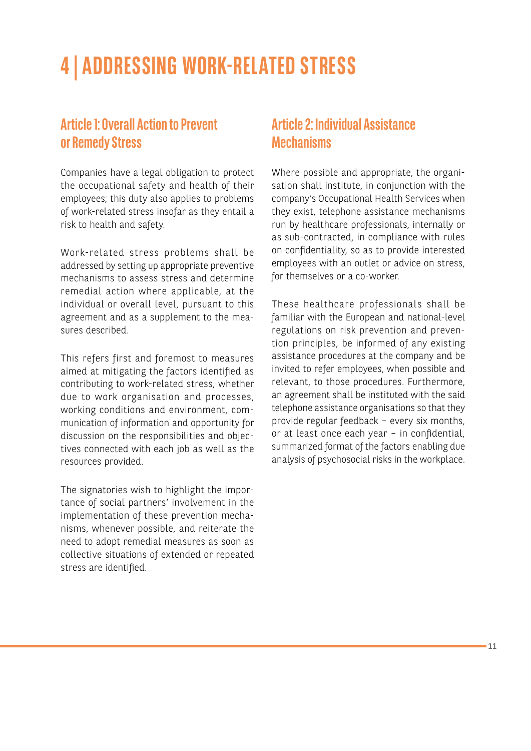# 4 | ADDRESSING WORK-RELATED STRESS

## Article 1: Overall Action to Prevent or Remedy Stress

Companies have a legal obligation to protect the occupational safety and health of their employees; this duty also applies to problems of work-related stress insofar as they entail a risk to health and safety.

Work-related stress problems shall be addressed by setting up appropriate preventive mechanisms to assess stress and determine remedial action where applicable, at the individual or overall level, pursuant to this agreement and as a supplement to the measures described.

This refers first and foremost to measures aimed at mitigating the factors identified as contributing to work-related stress, whether due to work organisation and processes, working conditions and environment, communication of information and opportunity for discussion on the responsibilities and objectives connected with each job as well as the resources provided.

The signatories wish to highlight the importance of social partners' involvement in the implementation of these prevention mechanisms, whenever possible, and reiterate the need to adopt remedial measures as soon as collective situations of extended or repeated stress are identified.

## Article 2: Individual Assistance Mechanisms

Where possible and appropriate, the organisation shall institute, in conjunction with the company's Occupational Health Services when they exist, telephone assistance mechanisms run by healthcare professionals, internally or as sub-contracted, in compliance with rules on confidentiality, so as to provide interested employees with an outlet or advice on stress, for themselves or a co-worker.

These healthcare professionals shall be familiar with the European and national-level regulations on risk prevention and prevention principles, be informed of any existing assistance procedures at the company and be invited to refer employees, when possible and relevant, to those procedures. Furthermore, an agreement shall be instituted with the said telephone assistance organisations so that they provide regular feedback – every six months, or at least once each year – in confidential, summarized format of the factors enabling due analysis of psychosocial risks in the workplace.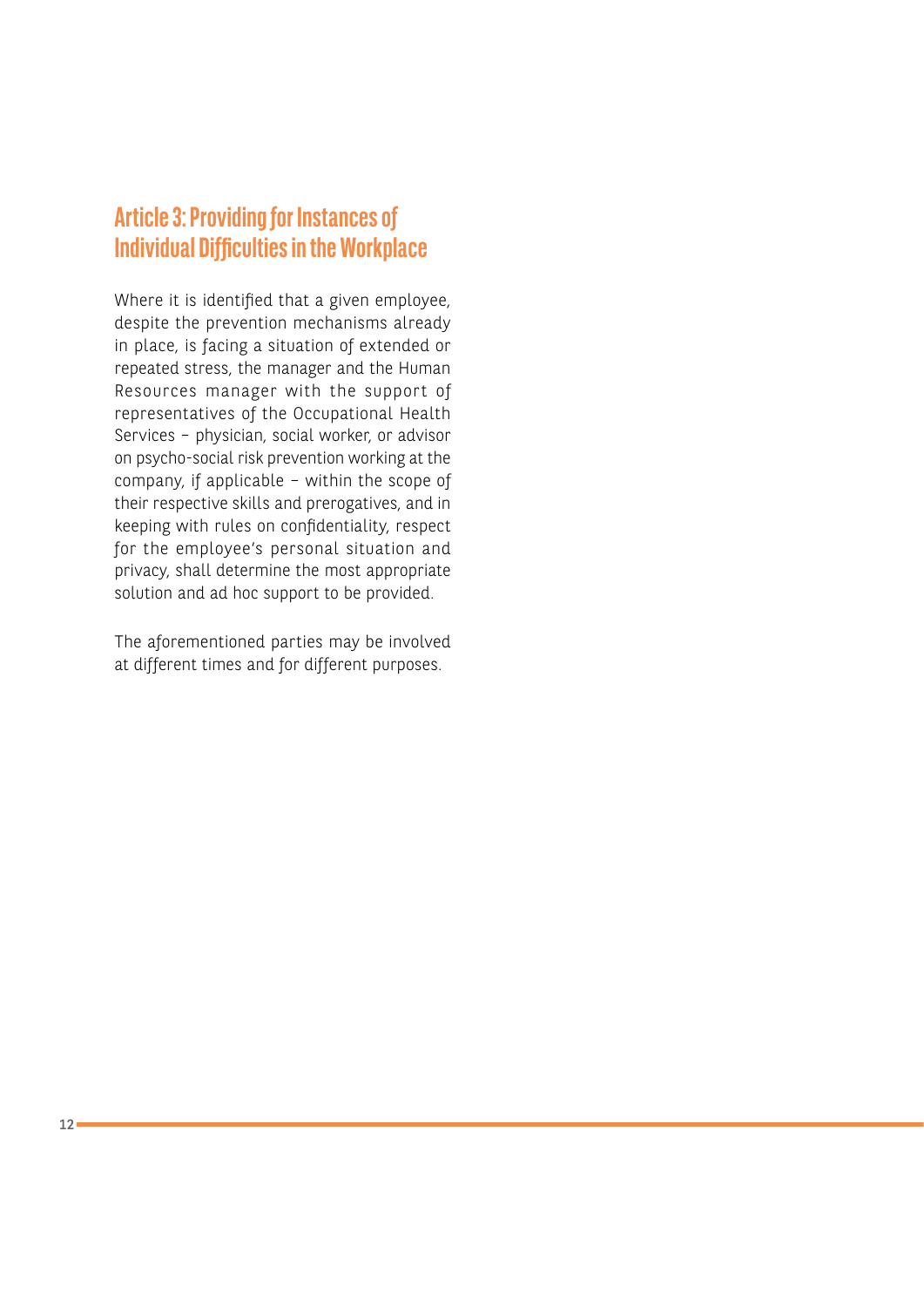## Article 3: Providing for Instances of Individual Difficulties in the Workplace

Where it is identified that a given employee, despite the prevention mechanisms already in place, is facing a situation of extended or repeated stress, the manager and the Human Resources manager with the support of representatives of the Occupational Health Services – physician, social worker, or advisor on psycho-social risk prevention working at the company, if applicable – within the scope of their respective skills and prerogatives, and in keeping with rules on confidentiality, respect for the employee's personal situation and privacy, shall determine the most appropriate solution and ad hoc support to be provided.

The aforementioned parties may be involved at different times and for different purposes.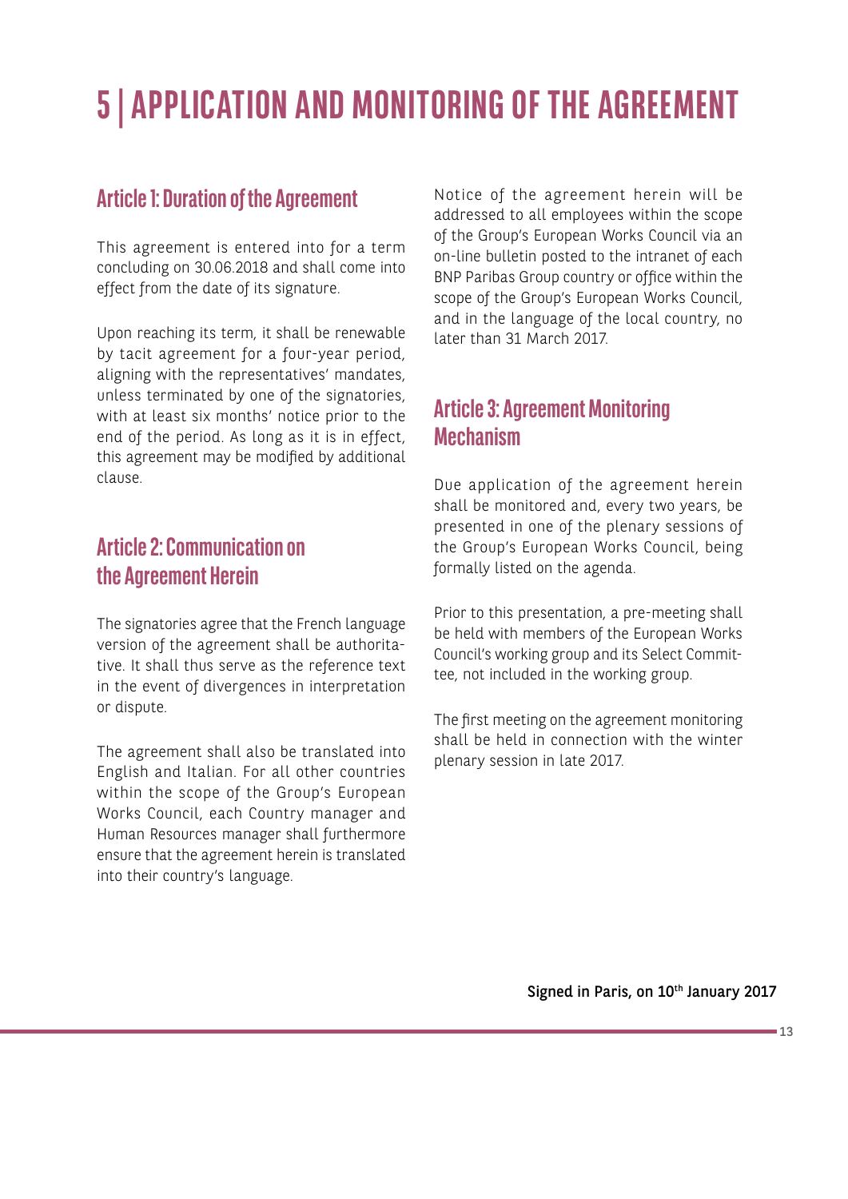# 5 | APPLICATION AND MONITORING OF THE AGREEMENT

## Article 1: Duration of the Agreement

This agreement is entered into for a term concluding on 30.06.2018 and shall come into effect from the date of its signature.

Upon reaching its term, it shall be renewable by tacit agreement for a four-year period, aligning with the representatives' mandates, unless terminated by one of the signatories, with at least six months' notice prior to the end of the period. As long as it is in effect, this agreement may be modified by additional clause.

## Article 2: Communication on the Agreement Herein

The signatories agree that the French language version of the agreement shall be authoritative. It shall thus serve as the reference text in the event of divergences in interpretation or dispute.

The agreement shall also be translated into English and Italian. For all other countries within the scope of the Group's European Works Council, each Country manager and Human Resources manager shall furthermore ensure that the agreement herein is translated into their country's language.

Notice of the agreement herein will be addressed to all employees within the scope of the Group's European Works Council via an on-line bulletin posted to the intranet of each BNP Paribas Group country or office within the scope of the Group's European Works Council, and in the language of the local country, no later than 31 March 2017.

## Article 3: Agreement Monitoring Mechanism

Due application of the agreement herein shall be monitored and, every two years, be presented in one of the plenary sessions of the Group's European Works Council, being formally listed on the agenda.

Prior to this presentation, a pre-meeting shall be held with members of the European Works Council's working group and its Select Committee, not included in the working group.

The first meeting on the agreement monitoring shall be held in connection with the winter plenary session in late 2017.

**Signed in Paris, on 10th January 2017**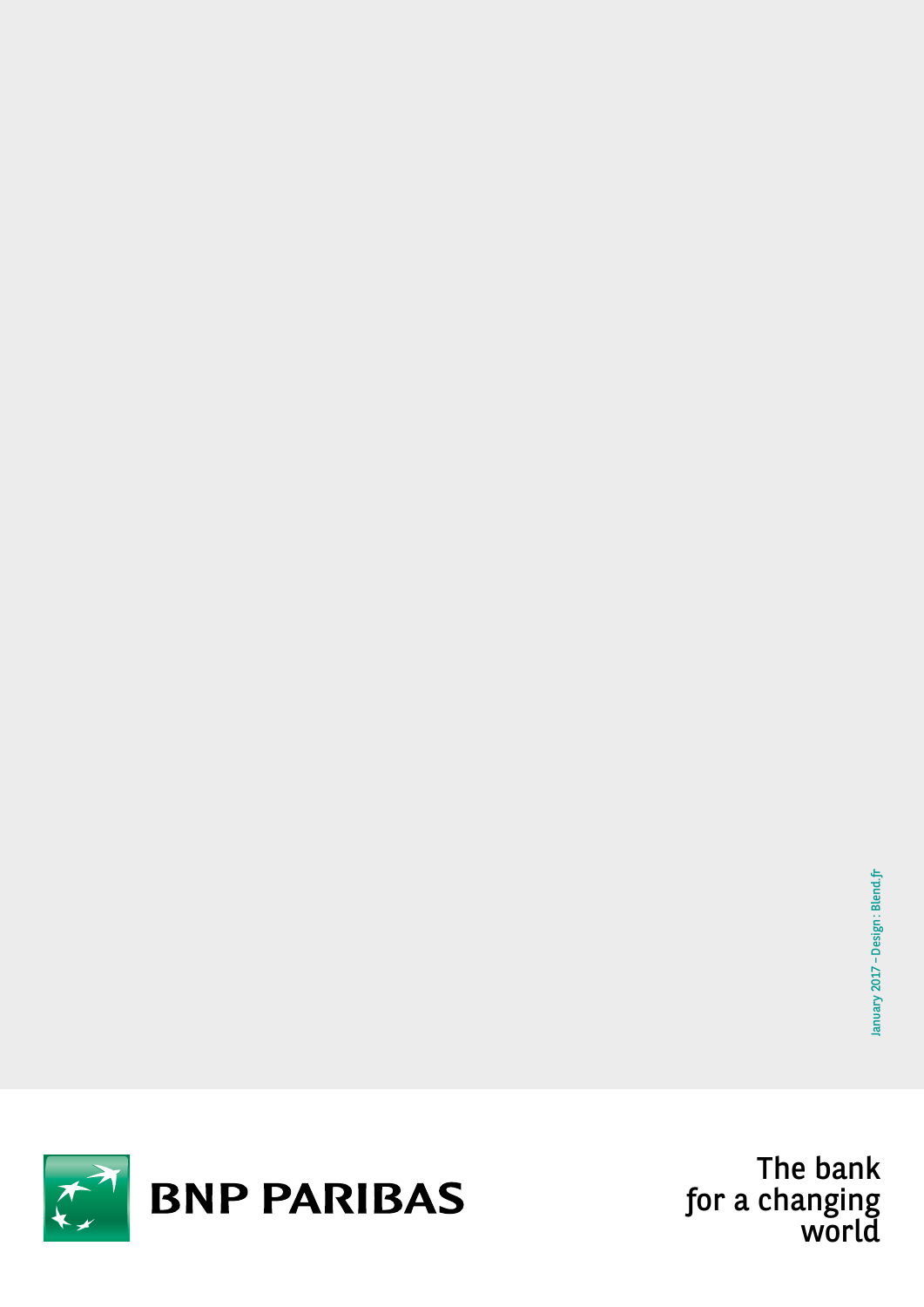January 2017 – Design : Blend.fr

BNP PARIBAS

The bank
for a changing
world